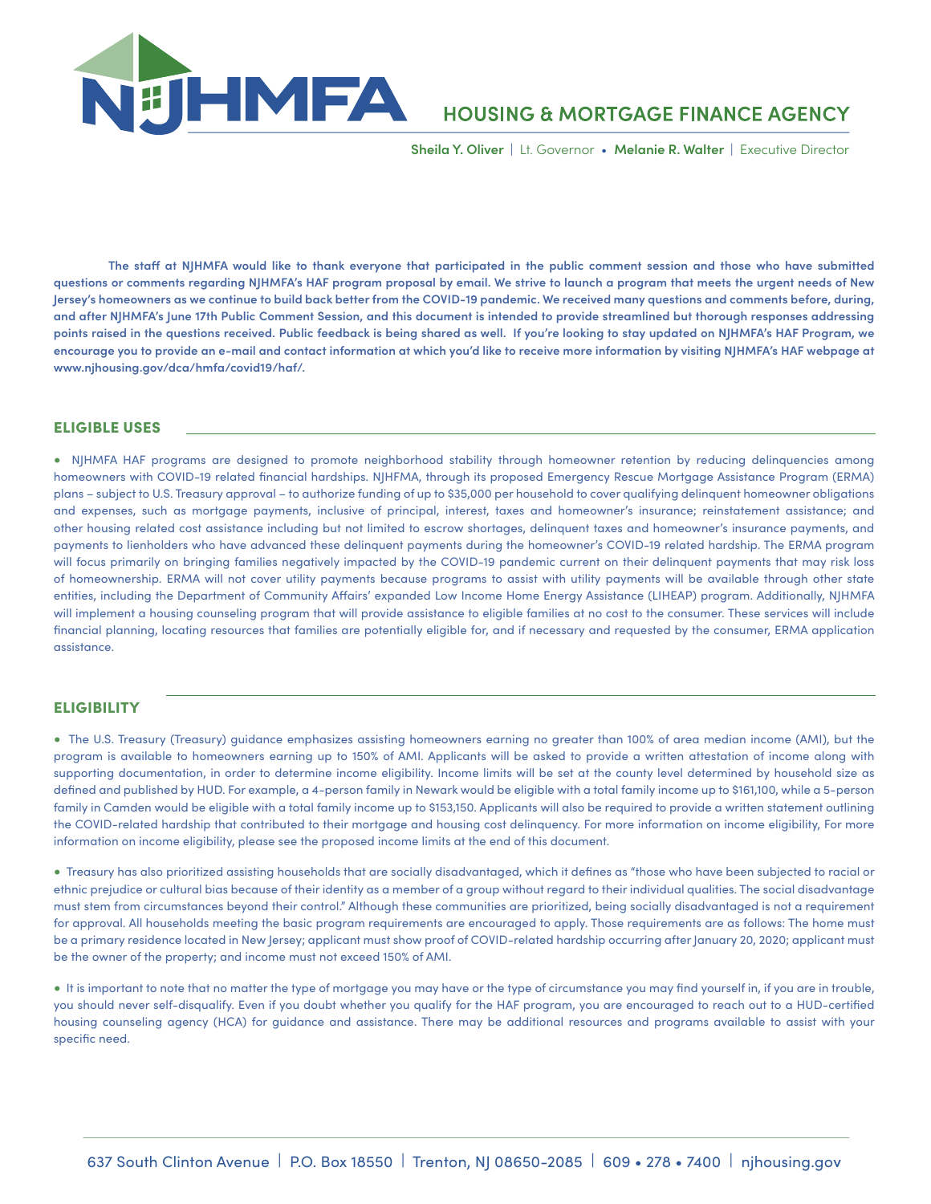# NJHMFA

## HOUSING & MORTGAGE FINANCE AGENCY

**Sheila Y. Oliver** | Lt. Governor • **Melanie R. Walter** | Executive Director

**The staff at NJHMFA would like to thank everyone that participated in the public comment session and those who have submitted questions or comments regarding NJHMFA's HAF program proposal by email. We strive to launch a program that meets the urgent needs of New Jersey's homeowners as we continue to build back better from the COVID-19 pandemic. We received many questions and comments before, during, and after NJHMFA's June 17th Public Comment Session, and this document is intended to provide streamlined but thorough responses addressing points raised in the questions received. Public feedback is being shared as well. If you're looking to stay updated on NJHMFA's HAF Program, we encourage you to provide an e-mail and contact information at which you'd like to receive more information by visiting NJHMFA's HAF webpage at www.njhousing.gov/dca/hmfa/covid19/haf/.**

## ELIGIBLE USES

- NJHMFA HAF programs are designed to promote neighborhood stability through homeowner retention by reducing delinquencies among homeowners with COVID-19 related financial hardships. NJHFMA, through its proposed Emergency Rescue Mortgage Assistance Program (ERMA) plans – subject to U.S. Treasury approval – to authorize funding of up to $35,000 per household to cover qualifying delinquent homeowner obligations and expenses, such as mortgage payments, inclusive of principal, interest, taxes and homeowner's insurance; reinstatement assistance; and other housing related cost assistance including but not limited to escrow shortages, delinquent taxes and homeowner's insurance payments, and payments to lienholders who have advanced these delinquent payments during the homeowner's COVID-19 related hardship. The ERMA program will focus primarily on bringing families negatively impacted by the COVID-19 pandemic current on their delinquent payments that may risk loss of homeownership. ERMA will not cover utility payments because programs to assist with utility payments will be available through other state entities, including the Department of Community Affairs' expanded Low Income Home Energy Assistance (LIHEAP) program. Additionally, NJHMFA will implement a housing counseling program that will provide assistance to eligible families at no cost to the consumer. These services will include financial planning, locating resources that families are potentially eligible for, and if necessary and requested by the consumer, ERMA application assistance.

## ELIGIBILITY

- The U.S. Treasury (Treasury) guidance emphasizes assisting homeowners earning no greater than 100% of area median income (AMI), but the program is available to homeowners earning up to 150% of AMI. Applicants will be asked to provide a written attestation of income along with supporting documentation, in order to determine income eligibility. Income limits will be set at the county level determined by household size as defined and published by HUD. For example, a 4-person family in Newark would be eligible with a total family income up to $161,100, while a 5-person family in Camden would be eligible with a total family income up to $153,150. Applicants will also be required to provide a written statement outlining the COVID-related hardship that contributed to their mortgage and housing cost delinquency. For more information on income eligibility, For more information on income eligibility, please see the proposed income limits at the end of this document.

- Treasury has also prioritized assisting households that are socially disadvantaged, which it defines as "those who have been subjected to racial or ethnic prejudice or cultural bias because of their identity as a member of a group without regard to their individual qualities. The social disadvantage must stem from circumstances beyond their control." Although these communities are prioritized, being socially disadvantaged is not a requirement for approval. All households meeting the basic program requirements are encouraged to apply. Those requirements are as follows: The home must be a primary residence located in New Jersey; applicant must show proof of COVID-related hardship occurring after January 20, 2020; applicant must be the owner of the property; and income must not exceed 150% of AMI.

- It is important to note that no matter the type of mortgage you may have or the type of circumstance you may find yourself in, if you are in trouble, you should never self-disqualify. Even if you doubt whether you qualify for the HAF program, you are encouraged to reach out to a HUD-certified housing counseling agency (HCA) for guidance and assistance. There may be additional resources and programs available to assist with your specific need.

637 South Clinton Avenue | P.O. Box 18550 | Trenton, NJ 08650-2085 | 609 • 278 • 7400 | njhousing.gov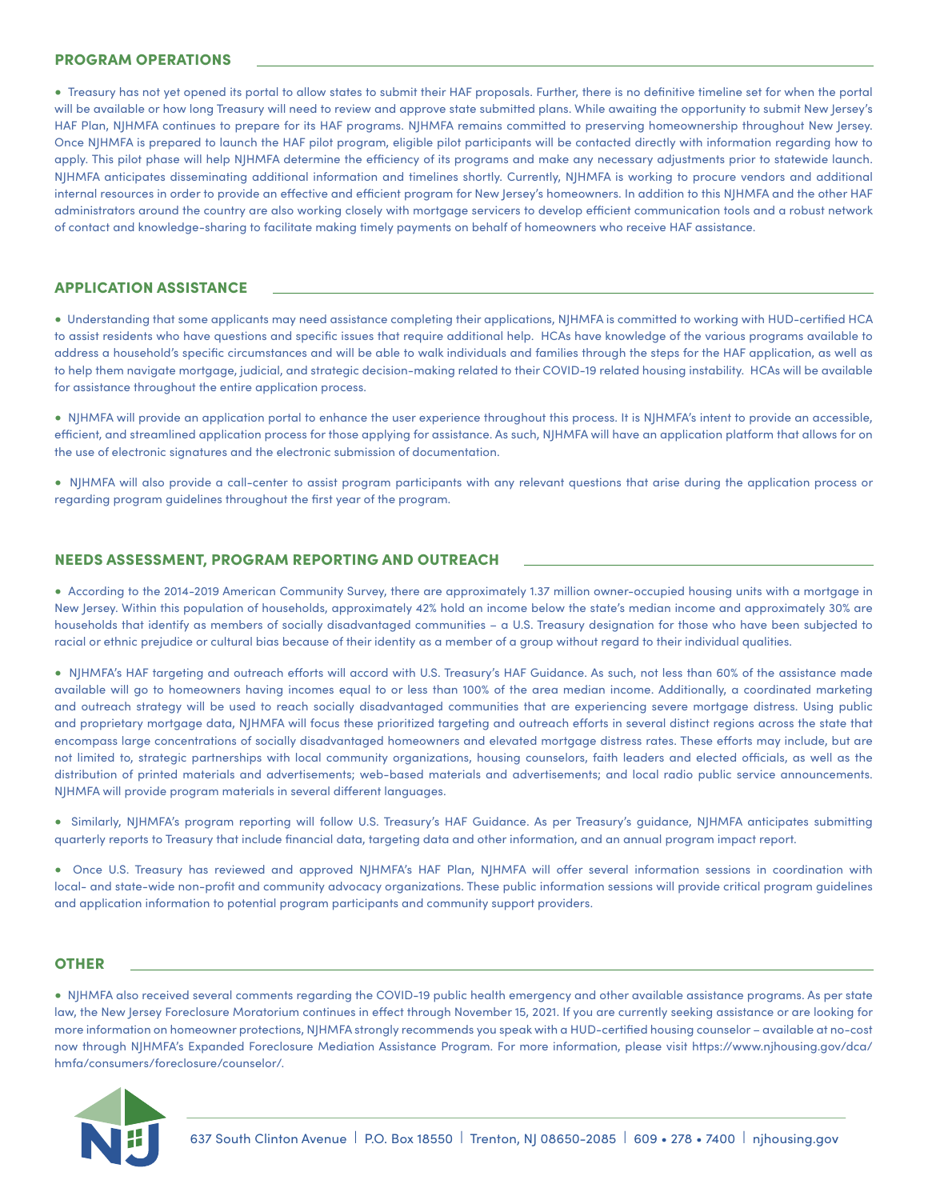## PROGRAM OPERATIONS

- Treasury has not yet opened its portal to allow states to submit their HAF proposals. Further, there is no definitive timeline set for when the portal will be available or how long Treasury will need to review and approve state submitted plans. While awaiting the opportunity to submit New Jersey's HAF Plan, NJHMFA continues to prepare for its HAF programs. NJHMFA remains committed to preserving homeownership throughout New Jersey. Once NJHMFA is prepared to launch the HAF pilot program, eligible pilot participants will be contacted directly with information regarding how to apply. This pilot phase will help NJHMFA determine the efficiency of its programs and make any necessary adjustments prior to statewide launch. NJHMFA anticipates disseminating additional information and timelines shortly. Currently, NJHMFA is working to procure vendors and additional internal resources in order to provide an effective and efficient program for New Jersey's homeowners. In addition to this NJHMFA and the other HAF administrators around the country are also working closely with mortgage servicers to develop efficient communication tools and a robust network of contact and knowledge-sharing to facilitate making timely payments on behalf of homeowners who receive HAF assistance.

## APPLICATION ASSISTANCE

- Understanding that some applicants may need assistance completing their applications, NJHMFA is committed to working with HUD-certified HCA to assist residents who have questions and specific issues that require additional help. HCAs have knowledge of the various programs available to address a household's specific circumstances and will be able to walk individuals and families through the steps for the HAF application, as well as to help them navigate mortgage, judicial, and strategic decision-making related to their COVID-19 related housing instability. HCAs will be available for assistance throughout the entire application process.

- NJHMFA will provide an application portal to enhance the user experience throughout this process. It is NJHMFA's intent to provide an accessible, efficient, and streamlined application process for those applying for assistance. As such, NJHMFA will have an application platform that allows for on the use of electronic signatures and the electronic submission of documentation.

- NJHMFA will also provide a call-center to assist program participants with any relevant questions that arise during the application process or regarding program guidelines throughout the first year of the program.

## NEEDS ASSESSMENT, PROGRAM REPORTING AND OUTREACH

- According to the 2014-2019 American Community Survey, there are approximately 1.37 million owner-occupied housing units with a mortgage in New Jersey. Within this population of households, approximately 42% hold an income below the state's median income and approximately 30% are households that identify as members of socially disadvantaged communities – a U.S. Treasury designation for those who have been subjected to racial or ethnic prejudice or cultural bias because of their identity as a member of a group without regard to their individual qualities.

- NJHMFA's HAF targeting and outreach efforts will accord with U.S. Treasury's HAF Guidance. As such, not less than 60% of the assistance made available will go to homeowners having incomes equal to or less than 100% of the area median income. Additionally, a coordinated marketing and outreach strategy will be used to reach socially disadvantaged communities that are experiencing severe mortgage distress. Using public and proprietary mortgage data, NJHMFA will focus these prioritized targeting and outreach efforts in several distinct regions across the state that encompass large concentrations of socially disadvantaged homeowners and elevated mortgage distress rates. These efforts may include, but are not limited to, strategic partnerships with local community organizations, housing counselors, faith leaders and elected officials, as well as the distribution of printed materials and advertisements; web-based materials and advertisements; and local radio public service announcements. NJHMFA will provide program materials in several different languages.

- Similarly, NJHMFA's program reporting will follow U.S. Treasury's HAF Guidance. As per Treasury's guidance, NJHMFA anticipates submitting quarterly reports to Treasury that include financial data, targeting data and other information, and an annual program impact report.

- Once U.S. Treasury has reviewed and approved NJHMFA's HAF Plan, NJHMFA will offer several information sessions in coordination with local- and state-wide non-profit and community advocacy organizations. These public information sessions will provide critical program guidelines and application information to potential program participants and community support providers.

## OTHER

- NJHMFA also received several comments regarding the COVID-19 public health emergency and other available assistance programs. As per state law, the New Jersey Foreclosure Moratorium continues in effect through November 15, 2021. If you are currently seeking assistance or are looking for more information on homeowner protections, NJHMFA strongly recommends you speak with a HUD-certified housing counselor – available at no-cost now through NJHMFA's Expanded Foreclosure Mediation Assistance Program. For more information, please visit https://www.njhousing.gov/dca/hmfa/consumers/foreclosure/counselor/.

637 South Clinton Avenue | P.O. Box 18550 | Trenton, NJ 08650-2085 | 609 • 278 • 7400 | njhousing.gov